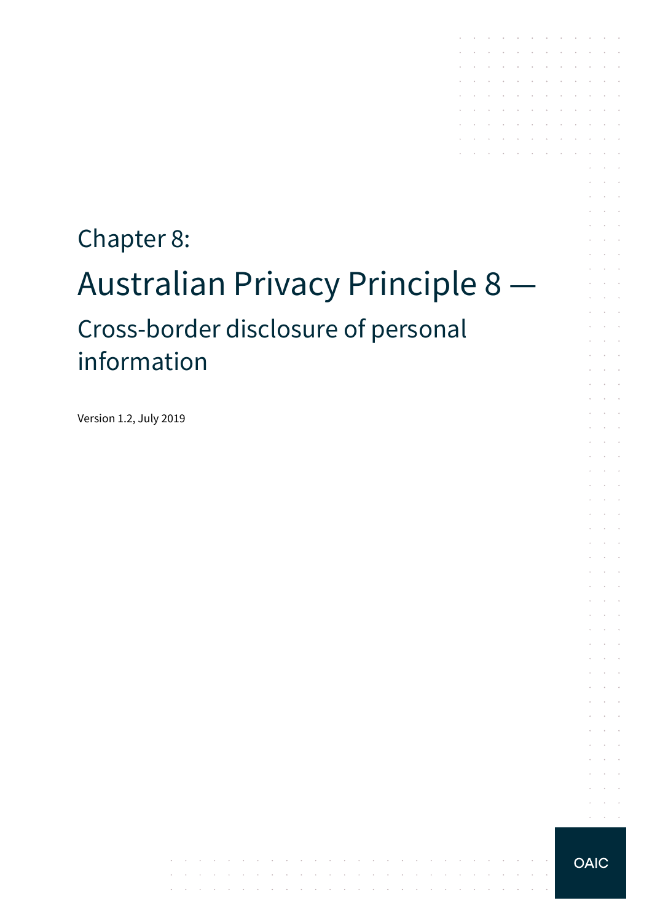Chapter 8:

# Australian Privacy Principle 8 —

## Cross-border disclosure of personal information

Version 1.2, July 2019

OAIC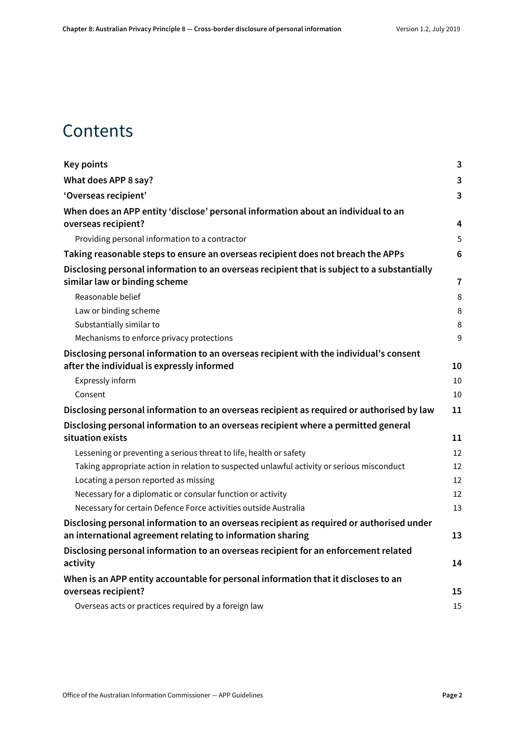# Contents

| | |
|---|---|
| **Key points** | **3** |
| **What does APP 8 say?** | **3** |
| **'Overseas recipient'** | **3** |
| **When does an APP entity 'disclose' personal information about an individual to an overseas recipient?** | **4** |
| Providing personal information to a contractor | 5 |
| **Taking reasonable steps to ensure an overseas recipient does not breach the APPs** | **6** |
| **Disclosing personal information to an overseas recipient that is subject to a substantially similar law or binding scheme** | **7** |
| Reasonable belief | 8 |
| Law or binding scheme | 8 |
| Substantially similar to | 8 |
| Mechanisms to enforce privacy protections | 9 |
| **Disclosing personal information to an overseas recipient with the individual's consent after the individual is expressly informed** | **10** |
| Expressly inform | 10 |
| Consent | 10 |
| **Disclosing personal information to an overseas recipient as required or authorised by law** | **11** |
| **Disclosing personal information to an overseas recipient where a permitted general situation exists** | **11** |
| Lessening or preventing a serious threat to life, health or safety | 12 |
| Taking appropriate action in relation to suspected unlawful activity or serious misconduct | 12 |
| Locating a person reported as missing | 12 |
| Necessary for a diplomatic or consular function or activity | 12 |
| Necessary for certain Defence Force activities outside Australia | 13 |
| **Disclosing personal information to an overseas recipient as required or authorised under an international agreement relating to information sharing** | **13** |
| **Disclosing personal information to an overseas recipient for an enforcement related activity** | **14** |
| **When is an APP entity accountable for personal information that it discloses to an overseas recipient?** | **15** |
| Overseas acts or practices required by a foreign law | 15 |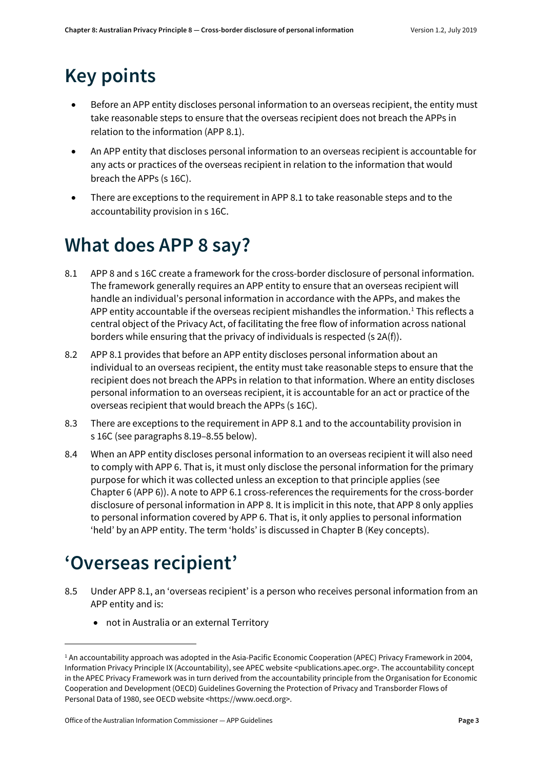# Key points

- Before an APP entity discloses personal information to an overseas recipient, the entity must take reasonable steps to ensure that the overseas recipient does not breach the APPs in relation to the information (APP 8.1).
- An APP entity that discloses personal information to an overseas recipient is accountable for any acts or practices of the overseas recipient in relation to the information that would breach the APPs (s 16C).
- There are exceptions to the requirement in APP 8.1 to take reasonable steps and to the accountability provision in s 16C.

# What does APP 8 say?

8.1 APP 8 and s 16C create a framework for the cross-border disclosure of personal information. The framework generally requires an APP entity to ensure that an overseas recipient will handle an individual's personal information in accordance with the APPs, and makes the APP entity accountable if the overseas recipient mishandles the information.[1] This reflects a central object of the Privacy Act, of facilitating the free flow of information across national borders while ensuring that the privacy of individuals is respected (s 2A(f)).

8.2 APP 8.1 provides that before an APP entity discloses personal information about an individual to an overseas recipient, the entity must take reasonable steps to ensure that the recipient does not breach the APPs in relation to that information. Where an entity discloses personal information to an overseas recipient, it is accountable for an act or practice of the overseas recipient that would breach the APPs (s 16C).

8.3 There are exceptions to the requirement in APP 8.1 and to the accountability provision in s 16C (see paragraphs 8.19–8.55 below).

8.4 When an APP entity discloses personal information to an overseas recipient it will also need to comply with APP 6. That is, it must only disclose the personal information for the primary purpose for which it was collected unless an exception to that principle applies (see Chapter 6 (APP 6)). A note to APP 6.1 cross-references the requirements for the cross-border disclosure of personal information in APP 8. It is implicit in this note, that APP 8 only applies to personal information covered by APP 6. That is, it only applies to personal information 'held' by an APP entity. The term 'holds' is discussed in Chapter B (Key concepts).

# 'Overseas recipient'

8.5 Under APP 8.1, an 'overseas recipient' is a person who receives personal information from an APP entity and is:

- not in Australia or an external Territory

---

[1] An accountability approach was adopted in the Asia-Pacific Economic Cooperation (APEC) Privacy Framework in 2004, Information Privacy Principle IX (Accountability), see APEC website <publications.apec.org>. The accountability concept in the APEC Privacy Framework was in turn derived from the accountability principle from the Organisation for Economic Cooperation and Development (OECD) Guidelines Governing the Protection of Privacy and Transborder Flows of Personal Data of 1980, see OECD website <https://www.oecd.org>.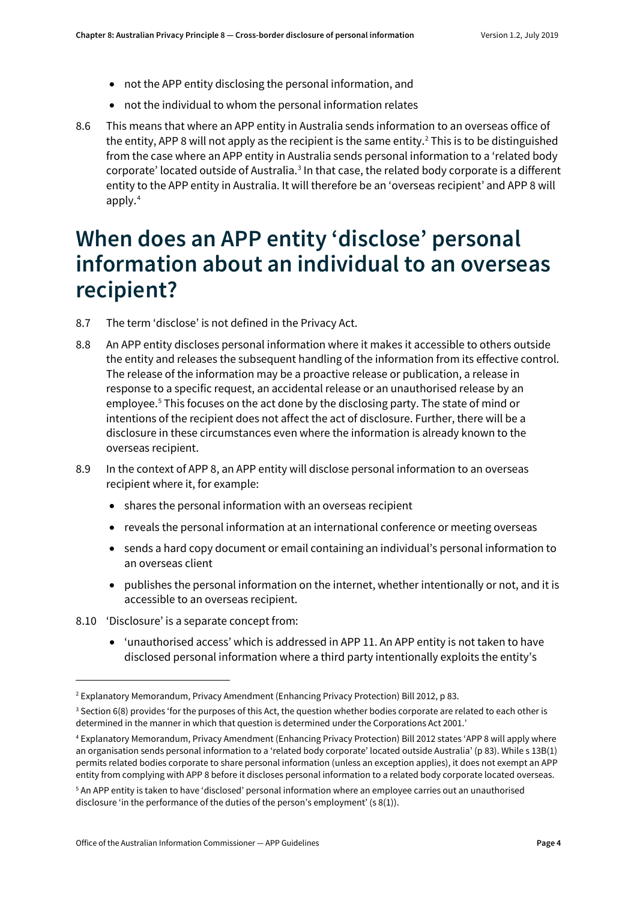- not the APP entity disclosing the personal information, and
- not the individual to whom the personal information relates

8.6 This means that where an APP entity in Australia sends information to an overseas office of the entity, APP 8 will not apply as the recipient is the same entity.[2] This is to be distinguished from the case where an APP entity in Australia sends personal information to a 'related body corporate' located outside of Australia.[3] In that case, the related body corporate is a different entity to the APP entity in Australia. It will therefore be an 'overseas recipient' and APP 8 will apply.[4]

# When does an APP entity 'disclose' personal information about an individual to an overseas recipient?

8.7 The term 'disclose' is not defined in the Privacy Act.

8.8 An APP entity discloses personal information where it makes it accessible to others outside the entity and releases the subsequent handling of the information from its effective control. The release of the information may be a proactive release or publication, a release in response to a specific request, an accidental release or an unauthorised release by an employee.[5] This focuses on the act done by the disclosing party. The state of mind or intentions of the recipient does not affect the act of disclosure. Further, there will be a disclosure in these circumstances even where the information is already known to the overseas recipient.

8.9 In the context of APP 8, an APP entity will disclose personal information to an overseas recipient where it, for example:

- shares the personal information with an overseas recipient
- reveals the personal information at an international conference or meeting overseas
- sends a hard copy document or email containing an individual's personal information to an overseas client
- publishes the personal information on the internet, whether intentionally or not, and it is accessible to an overseas recipient.

8.10 'Disclosure' is a separate concept from:

- 'unauthorised access' which is addressed in APP 11. An APP entity is not taken to have disclosed personal information where a third party intentionally exploits the entity's

---

[2] Explanatory Memorandum, Privacy Amendment (Enhancing Privacy Protection) Bill 2012, p 83.

[3] Section 6(8) provides 'for the purposes of this Act, the question whether bodies corporate are related to each other is determined in the manner in which that question is determined under the Corporations Act 2001.'

[4] Explanatory Memorandum, Privacy Amendment (Enhancing Privacy Protection) Bill 2012 states 'APP 8 will apply where an organisation sends personal information to a 'related body corporate' located outside Australia' (p 83). While s 13B(1) permits related bodies corporate to share personal information (unless an exception applies), it does not exempt an APP entity from complying with APP 8 before it discloses personal information to a related body corporate located overseas.

[5] An APP entity is taken to have 'disclosed' personal information where an employee carries out an unauthorised disclosure 'in the performance of the duties of the person's employment' (s 8(1)).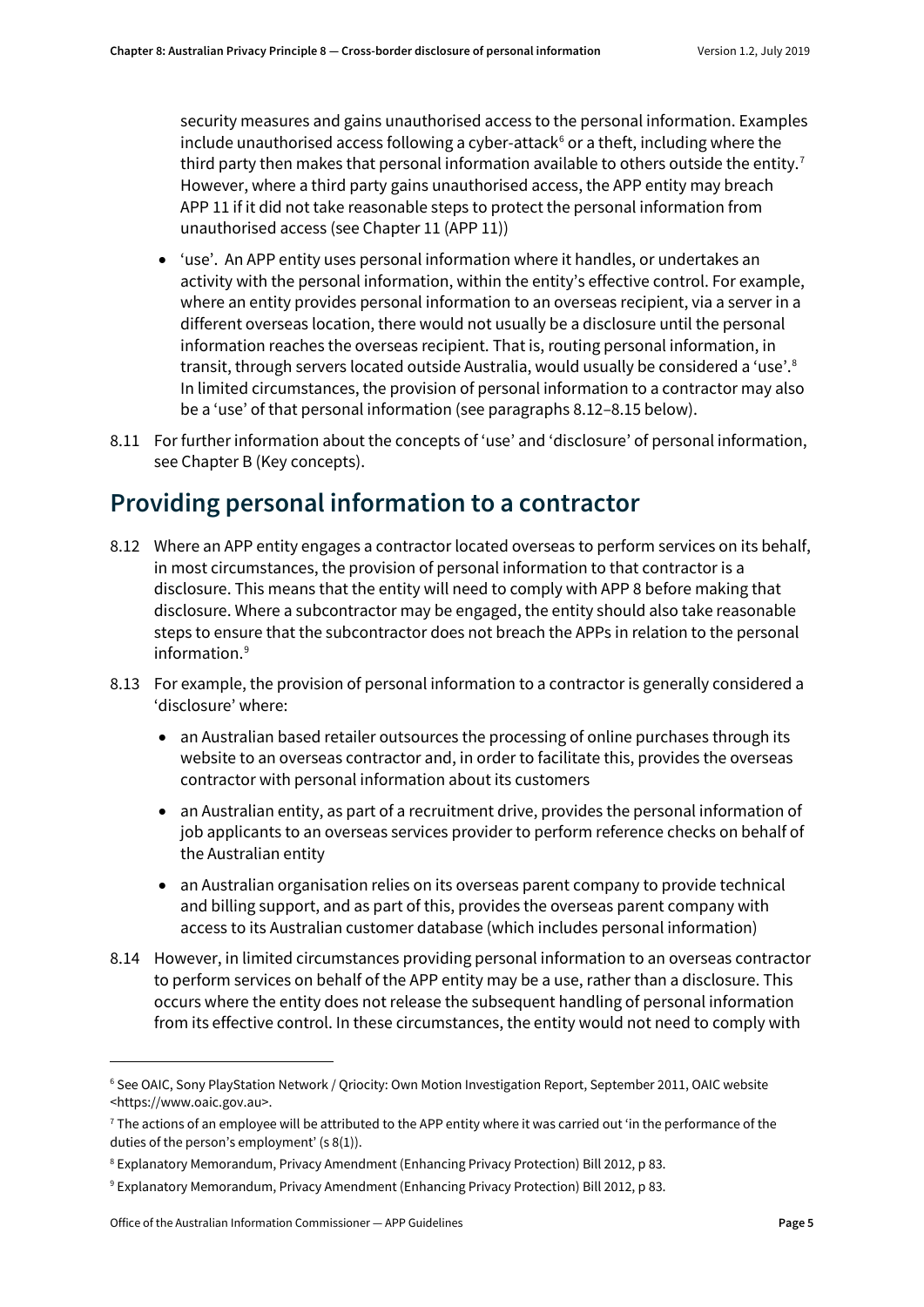security measures and gains unauthorised access to the personal information. Examples include unauthorised access following a cyber-attack[6] or a theft, including where the third party then makes that personal information available to others outside the entity.[7] However, where a third party gains unauthorised access, the APP entity may breach APP 11 if it did not take reasonable steps to protect the personal information from unauthorised access (see Chapter 11 (APP 11))

- 'use'. An APP entity uses personal information where it handles, or undertakes an activity with the personal information, within the entity's effective control. For example, where an entity provides personal information to an overseas recipient, via a server in a different overseas location, there would not usually be a disclosure until the personal information reaches the overseas recipient. That is, routing personal information, in transit, through servers located outside Australia, would usually be considered a 'use'.[8] In limited circumstances, the provision of personal information to a contractor may also be a 'use' of that personal information (see paragraphs 8.12–8.15 below).

8.11 For further information about the concepts of 'use' and 'disclosure' of personal information, see Chapter B (Key concepts).

## Providing personal information to a contractor

8.12 Where an APP entity engages a contractor located overseas to perform services on its behalf, in most circumstances, the provision of personal information to that contractor is a disclosure. This means that the entity will need to comply with APP 8 before making that disclosure. Where a subcontractor may be engaged, the entity should also take reasonable steps to ensure that the subcontractor does not breach the APPs in relation to the personal information.[9]

8.13 For example, the provision of personal information to a contractor is generally considered a 'disclosure' where:

- an Australian based retailer outsources the processing of online purchases through its website to an overseas contractor and, in order to facilitate this, provides the overseas contractor with personal information about its customers
- an Australian entity, as part of a recruitment drive, provides the personal information of job applicants to an overseas services provider to perform reference checks on behalf of the Australian entity
- an Australian organisation relies on its overseas parent company to provide technical and billing support, and as part of this, provides the overseas parent company with access to its Australian customer database (which includes personal information)

8.14 However, in limited circumstances providing personal information to an overseas contractor to perform services on behalf of the APP entity may be a use, rather than a disclosure. This occurs where the entity does not release the subsequent handling of personal information from its effective control. In these circumstances, the entity would not need to comply with

---

[6] See OAIC, Sony PlayStation Network / Qriocity: Own Motion Investigation Report, September 2011, OAIC website <https://www.oaic.gov.au>.

[7] The actions of an employee will be attributed to the APP entity where it was carried out 'in the performance of the duties of the person's employment' (s 8(1)).

[8] Explanatory Memorandum, Privacy Amendment (Enhancing Privacy Protection) Bill 2012, p 83.

[9] Explanatory Memorandum, Privacy Amendment (Enhancing Privacy Protection) Bill 2012, p 83.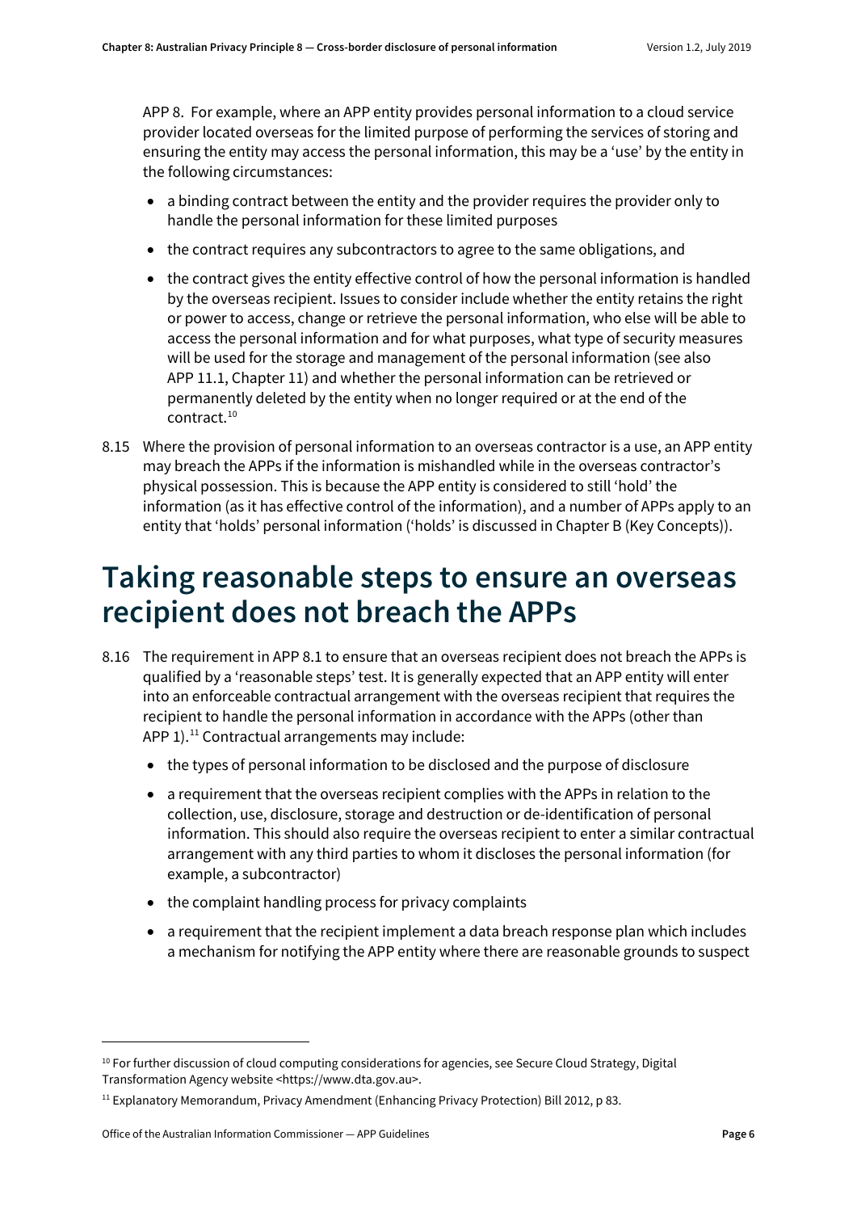APP 8. For example, where an APP entity provides personal information to a cloud service provider located overseas for the limited purpose of performing the services of storing and ensuring the entity may access the personal information, this may be a 'use' by the entity in the following circumstances:

- a binding contract between the entity and the provider requires the provider only to handle the personal information for these limited purposes
- the contract requires any subcontractors to agree to the same obligations, and
- the contract gives the entity effective control of how the personal information is handled by the overseas recipient. Issues to consider include whether the entity retains the right or power to access, change or retrieve the personal information, who else will be able to access the personal information and for what purposes, what type of security measures will be used for the storage and management of the personal information (see also APP 11.1, Chapter 11) and whether the personal information can be retrieved or permanently deleted by the entity when no longer required or at the end of the contract.[10]

8.15 Where the provision of personal information to an overseas contractor is a use, an APP entity may breach the APPs if the information is mishandled while in the overseas contractor's physical possession. This is because the APP entity is considered to still 'hold' the information (as it has effective control of the information), and a number of APPs apply to an entity that 'holds' personal information ('holds' is discussed in Chapter B (Key Concepts)).

# Taking reasonable steps to ensure an overseas recipient does not breach the APPs

8.16 The requirement in APP 8.1 to ensure that an overseas recipient does not breach the APPs is qualified by a 'reasonable steps' test. It is generally expected that an APP entity will enter into an enforceable contractual arrangement with the overseas recipient that requires the recipient to handle the personal information in accordance with the APPs (other than APP 1).[11] Contractual arrangements may include:

- the types of personal information to be disclosed and the purpose of disclosure
- a requirement that the overseas recipient complies with the APPs in relation to the collection, use, disclosure, storage and destruction or de-identification of personal information. This should also require the overseas recipient to enter a similar contractual arrangement with any third parties to whom it discloses the personal information (for example, a subcontractor)
- the complaint handling process for privacy complaints
- a requirement that the recipient implement a data breach response plan which includes a mechanism for notifying the APP entity where there are reasonable grounds to suspect

---

[10] For further discussion of cloud computing considerations for agencies, see Secure Cloud Strategy, Digital Transformation Agency website <https://www.dta.gov.au>.

[11] Explanatory Memorandum, Privacy Amendment (Enhancing Privacy Protection) Bill 2012, p 83.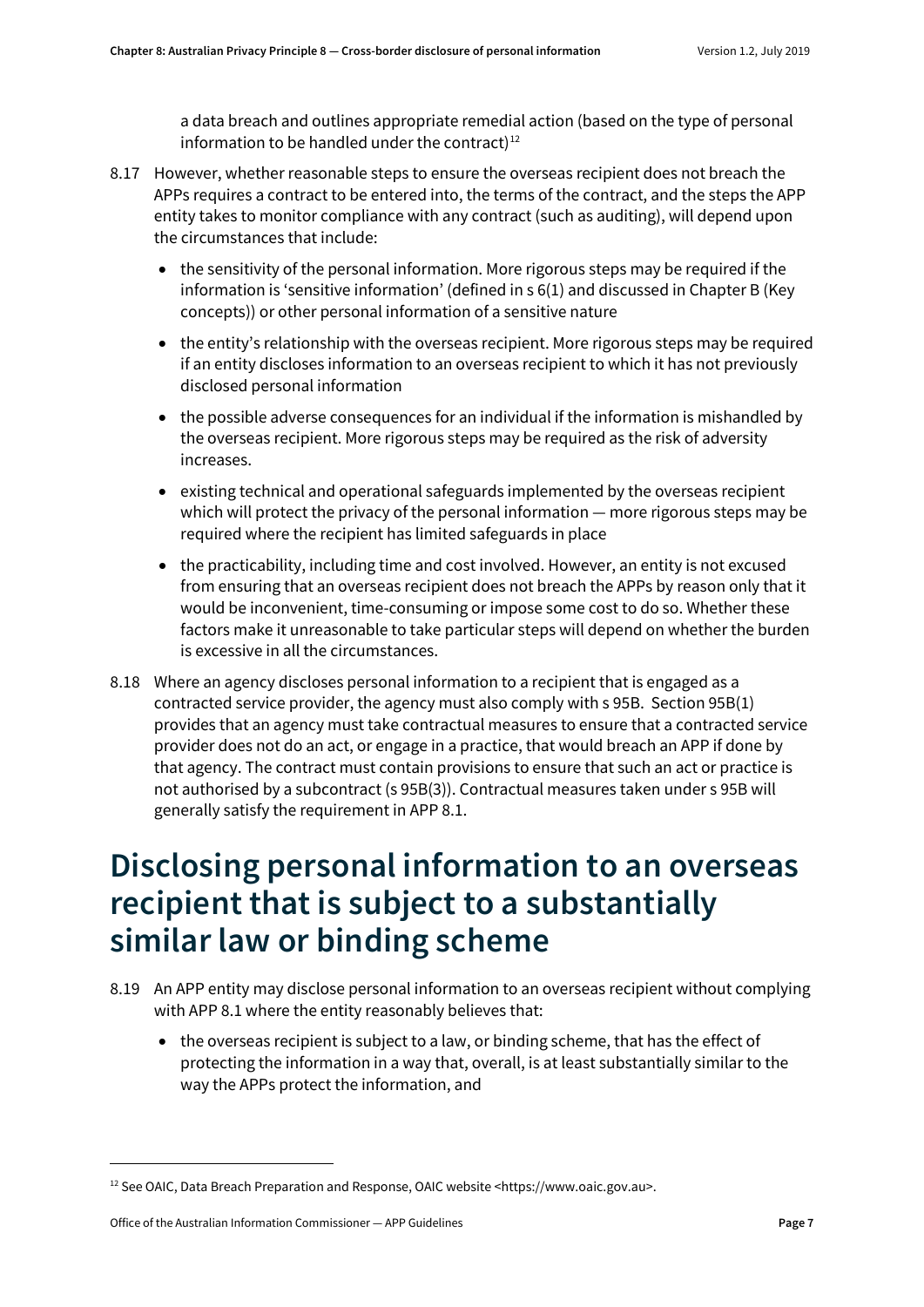a data breach and outlines appropriate remedial action (based on the type of personal information to be handled under the contract)[12]

8.17 However, whether reasonable steps to ensure the overseas recipient does not breach the APPs requires a contract to be entered into, the terms of the contract, and the steps the APP entity takes to monitor compliance with any contract (such as auditing), will depend upon the circumstances that include:

- the sensitivity of the personal information. More rigorous steps may be required if the information is 'sensitive information' (defined in s 6(1) and discussed in Chapter B (Key concepts)) or other personal information of a sensitive nature
- the entity's relationship with the overseas recipient. More rigorous steps may be required if an entity discloses information to an overseas recipient to which it has not previously disclosed personal information
- the possible adverse consequences for an individual if the information is mishandled by the overseas recipient. More rigorous steps may be required as the risk of adversity increases.
- existing technical and operational safeguards implemented by the overseas recipient which will protect the privacy of the personal information — more rigorous steps may be required where the recipient has limited safeguards in place
- the practicability, including time and cost involved. However, an entity is not excused from ensuring that an overseas recipient does not breach the APPs by reason only that it would be inconvenient, time-consuming or impose some cost to do so. Whether these factors make it unreasonable to take particular steps will depend on whether the burden is excessive in all the circumstances.

8.18 Where an agency discloses personal information to a recipient that is engaged as a contracted service provider, the agency must also comply with s 95B. Section 95B(1) provides that an agency must take contractual measures to ensure that a contracted service provider does not do an act, or engage in a practice, that would breach an APP if done by that agency. The contract must contain provisions to ensure that such an act or practice is not authorised by a subcontract (s 95B(3)). Contractual measures taken under s 95B will generally satisfy the requirement in APP 8.1.

# Disclosing personal information to an overseas recipient that is subject to a substantially similar law or binding scheme

8.19 An APP entity may disclose personal information to an overseas recipient without complying with APP 8.1 where the entity reasonably believes that:

- the overseas recipient is subject to a law, or binding scheme, that has the effect of protecting the information in a way that, overall, is at least substantially similar to the way the APPs protect the information, and

[12] See OAIC, Data Breach Preparation and Response, OAIC website <https://www.oaic.gov.au>.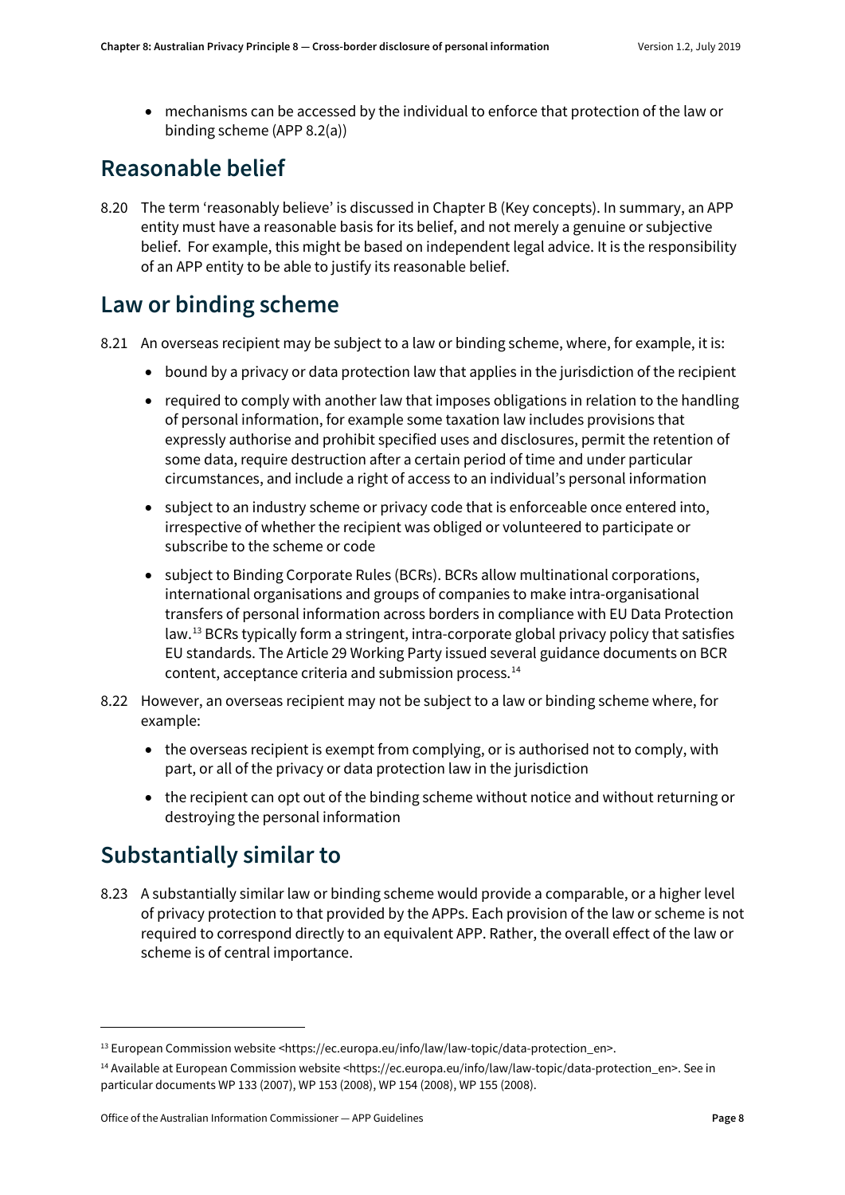- mechanisms can be accessed by the individual to enforce that protection of the law or binding scheme (APP 8.2(a))

## Reasonable belief

8.20 The term 'reasonably believe' is discussed in Chapter B (Key concepts). In summary, an APP entity must have a reasonable basis for its belief, and not merely a genuine or subjective belief. For example, this might be based on independent legal advice. It is the responsibility of an APP entity to be able to justify its reasonable belief.

## Law or binding scheme

8.21 An overseas recipient may be subject to a law or binding scheme, where, for example, it is:

- bound by a privacy or data protection law that applies in the jurisdiction of the recipient
- required to comply with another law that imposes obligations in relation to the handling of personal information, for example some taxation law includes provisions that expressly authorise and prohibit specified uses and disclosures, permit the retention of some data, require destruction after a certain period of time and under particular circumstances, and include a right of access to an individual's personal information
- subject to an industry scheme or privacy code that is enforceable once entered into, irrespective of whether the recipient was obliged or volunteered to participate or subscribe to the scheme or code
- subject to Binding Corporate Rules (BCRs). BCRs allow multinational corporations, international organisations and groups of companies to make intra-organisational transfers of personal information across borders in compliance with EU Data Protection law.[13] BCRs typically form a stringent, intra-corporate global privacy policy that satisfies EU standards. The Article 29 Working Party issued several guidance documents on BCR content, acceptance criteria and submission process.[14]

8.22 However, an overseas recipient may not be subject to a law or binding scheme where, for example:

- the overseas recipient is exempt from complying, or is authorised not to comply, with part, or all of the privacy or data protection law in the jurisdiction
- the recipient can opt out of the binding scheme without notice and without returning or destroying the personal information

## Substantially similar to

8.23 A substantially similar law or binding scheme would provide a comparable, or a higher level of privacy protection to that provided by the APPs. Each provision of the law or scheme is not required to correspond directly to an equivalent APP. Rather, the overall effect of the law or scheme is of central importance.

---

[13] European Commission website <https://ec.europa.eu/info/law/law-topic/data-protection_en>.

[14] Available at European Commission website <https://ec.europa.eu/info/law/law-topic/data-protection_en>. See in particular documents WP 133 (2007), WP 153 (2008), WP 154 (2008), WP 155 (2008).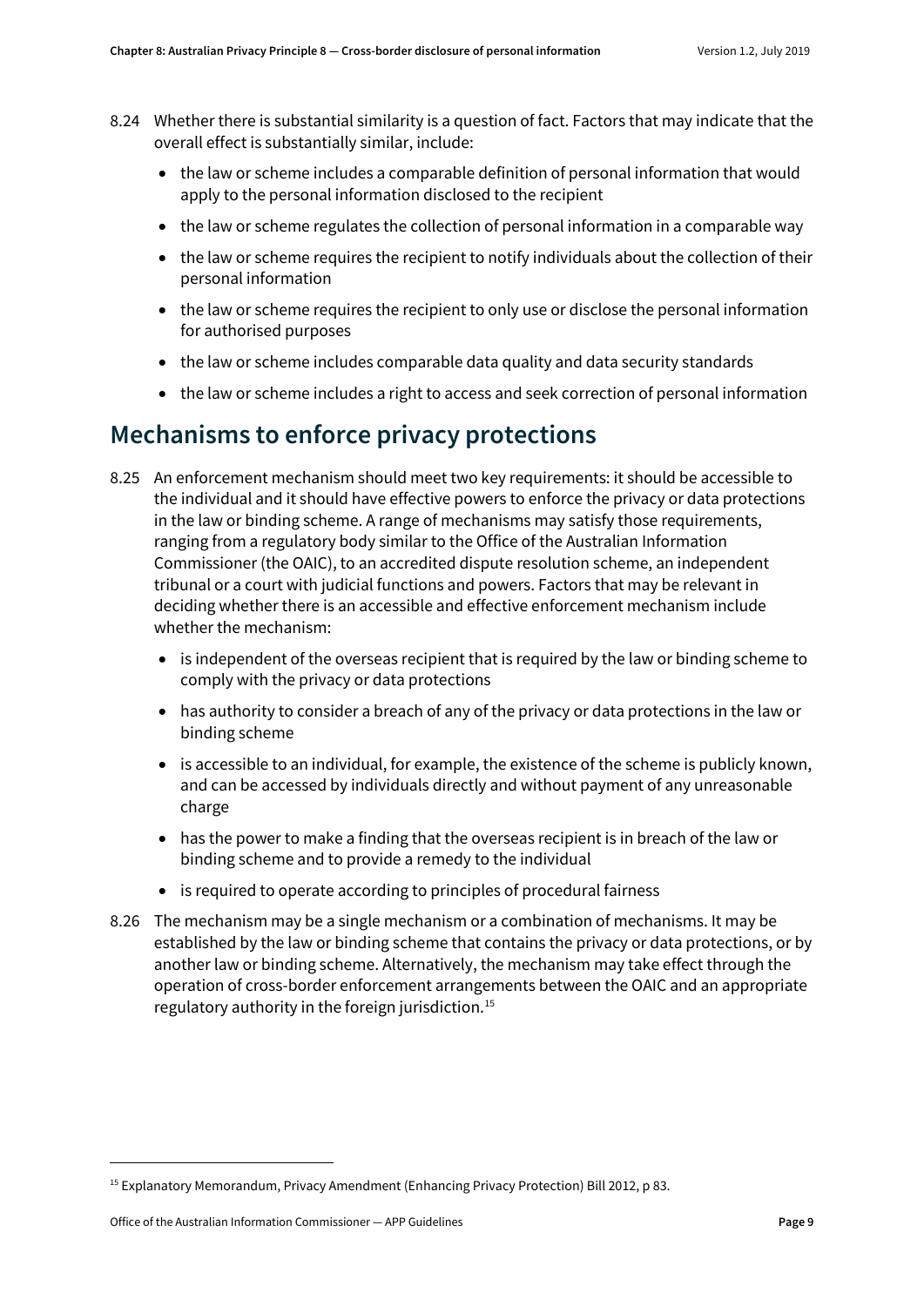8.24 Whether there is substantial similarity is a question of fact. Factors that may indicate that the overall effect is substantially similar, include:

- the law or scheme includes a comparable definition of personal information that would apply to the personal information disclosed to the recipient
- the law or scheme regulates the collection of personal information in a comparable way
- the law or scheme requires the recipient to notify individuals about the collection of their personal information
- the law or scheme requires the recipient to only use or disclose the personal information for authorised purposes
- the law or scheme includes comparable data quality and data security standards
- the law or scheme includes a right to access and seek correction of personal information

## Mechanisms to enforce privacy protections

8.25 An enforcement mechanism should meet two key requirements: it should be accessible to the individual and it should have effective powers to enforce the privacy or data protections in the law or binding scheme. A range of mechanisms may satisfy those requirements, ranging from a regulatory body similar to the Office of the Australian Information Commissioner (the OAIC), to an accredited dispute resolution scheme, an independent tribunal or a court with judicial functions and powers. Factors that may be relevant in deciding whether there is an accessible and effective enforcement mechanism include whether the mechanism:

- is independent of the overseas recipient that is required by the law or binding scheme to comply with the privacy or data protections
- has authority to consider a breach of any of the privacy or data protections in the law or binding scheme
- is accessible to an individual, for example, the existence of the scheme is publicly known, and can be accessed by individuals directly and without payment of any unreasonable charge
- has the power to make a finding that the overseas recipient is in breach of the law or binding scheme and to provide a remedy to the individual
- is required to operate according to principles of procedural fairness

8.26 The mechanism may be a single mechanism or a combination of mechanisms. It may be established by the law or binding scheme that contains the privacy or data protections, or by another law or binding scheme. Alternatively, the mechanism may take effect through the operation of cross-border enforcement arrangements between the OAIC and an appropriate regulatory authority in the foreign jurisdiction.[15]

---

[15] Explanatory Memorandum, Privacy Amendment (Enhancing Privacy Protection) Bill 2012, p 83.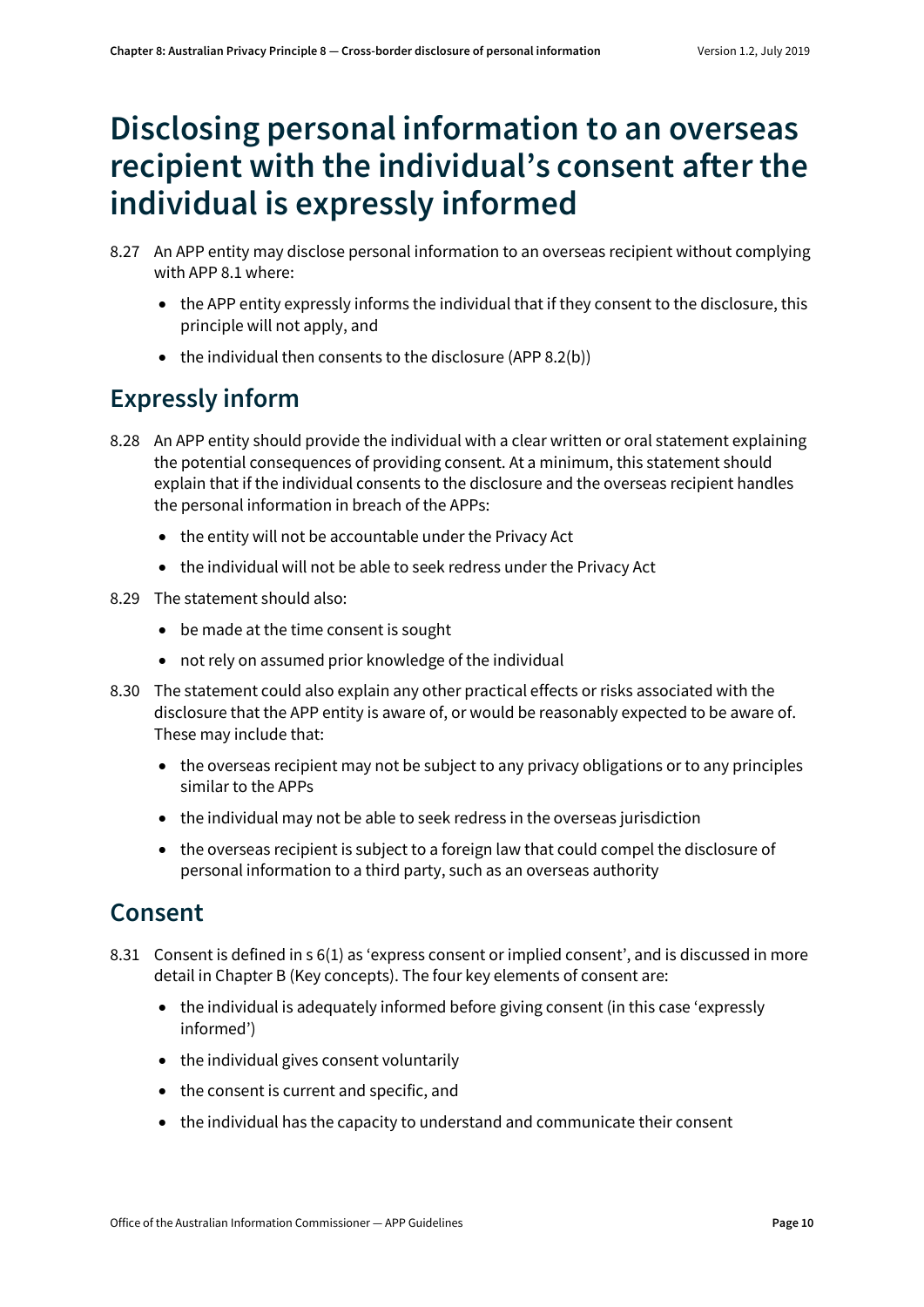# Disclosing personal information to an overseas recipient with the individual's consent after the individual is expressly informed

8.27 An APP entity may disclose personal information to an overseas recipient without complying with APP 8.1 where:

- the APP entity expressly informs the individual that if they consent to the disclosure, this principle will not apply, and
- the individual then consents to the disclosure (APP 8.2(b))

## Expressly inform

8.28 An APP entity should provide the individual with a clear written or oral statement explaining the potential consequences of providing consent. At a minimum, this statement should explain that if the individual consents to the disclosure and the overseas recipient handles the personal information in breach of the APPs:

- the entity will not be accountable under the Privacy Act
- the individual will not be able to seek redress under the Privacy Act

8.29 The statement should also:

- be made at the time consent is sought
- not rely on assumed prior knowledge of the individual

8.30 The statement could also explain any other practical effects or risks associated with the disclosure that the APP entity is aware of, or would be reasonably expected to be aware of. These may include that:

- the overseas recipient may not be subject to any privacy obligations or to any principles similar to the APPs
- the individual may not be able to seek redress in the overseas jurisdiction
- the overseas recipient is subject to a foreign law that could compel the disclosure of personal information to a third party, such as an overseas authority

## Consent

8.31 Consent is defined in s 6(1) as 'express consent or implied consent', and is discussed in more detail in Chapter B (Key concepts). The four key elements of consent are:

- the individual is adequately informed before giving consent (in this case 'expressly informed')
- the individual gives consent voluntarily
- the consent is current and specific, and
- the individual has the capacity to understand and communicate their consent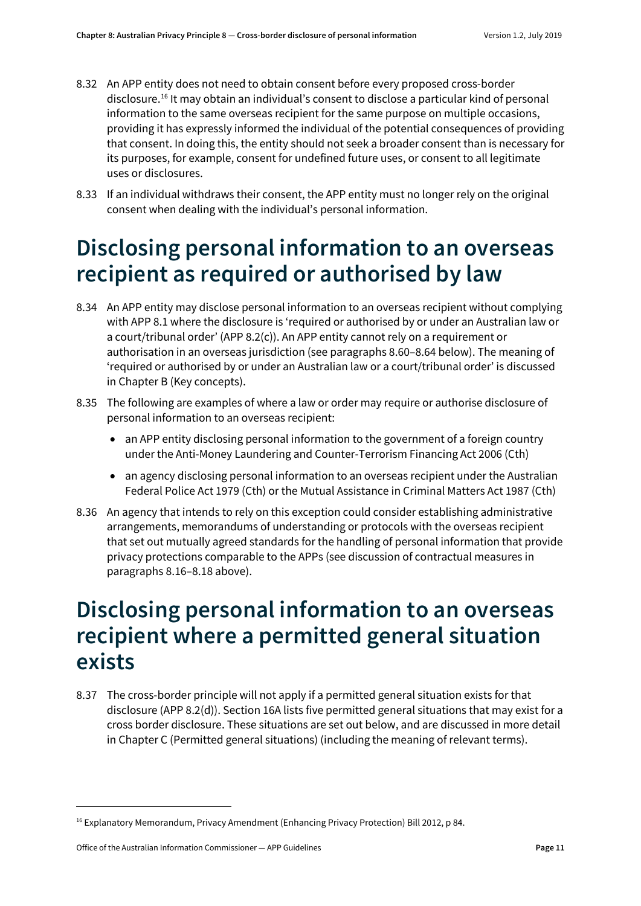8.32 An APP entity does not need to obtain consent before every proposed cross-border disclosure.[16] It may obtain an individual's consent to disclose a particular kind of personal information to the same overseas recipient for the same purpose on multiple occasions, providing it has expressly informed the individual of the potential consequences of providing that consent. In doing this, the entity should not seek a broader consent than is necessary for its purposes, for example, consent for undefined future uses, or consent to all legitimate uses or disclosures.

8.33 If an individual withdraws their consent, the APP entity must no longer rely on the original consent when dealing with the individual's personal information.

# Disclosing personal information to an overseas recipient as required or authorised by law

8.34 An APP entity may disclose personal information to an overseas recipient without complying with APP 8.1 where the disclosure is 'required or authorised by or under an Australian law or a court/tribunal order' (APP 8.2(c)). An APP entity cannot rely on a requirement or authorisation in an overseas jurisdiction (see paragraphs 8.60–8.64 below). The meaning of 'required or authorised by or under an Australian law or a court/tribunal order' is discussed in Chapter B (Key concepts).

8.35 The following are examples of where a law or order may require or authorise disclosure of personal information to an overseas recipient:

- an APP entity disclosing personal information to the government of a foreign country under the Anti-Money Laundering and Counter-Terrorism Financing Act 2006 (Cth)
- an agency disclosing personal information to an overseas recipient under the Australian Federal Police Act 1979 (Cth) or the Mutual Assistance in Criminal Matters Act 1987 (Cth)

8.36 An agency that intends to rely on this exception could consider establishing administrative arrangements, memorandums of understanding or protocols with the overseas recipient that set out mutually agreed standards for the handling of personal information that provide privacy protections comparable to the APPs (see discussion of contractual measures in paragraphs 8.16–8.18 above).

# Disclosing personal information to an overseas recipient where a permitted general situation exists

8.37 The cross-border principle will not apply if a permitted general situation exists for that disclosure (APP 8.2(d)). Section 16A lists five permitted general situations that may exist for a cross border disclosure. These situations are set out below, and are discussed in more detail in Chapter C (Permitted general situations) (including the meaning of relevant terms).

---

[16] Explanatory Memorandum, Privacy Amendment (Enhancing Privacy Protection) Bill 2012, p 84.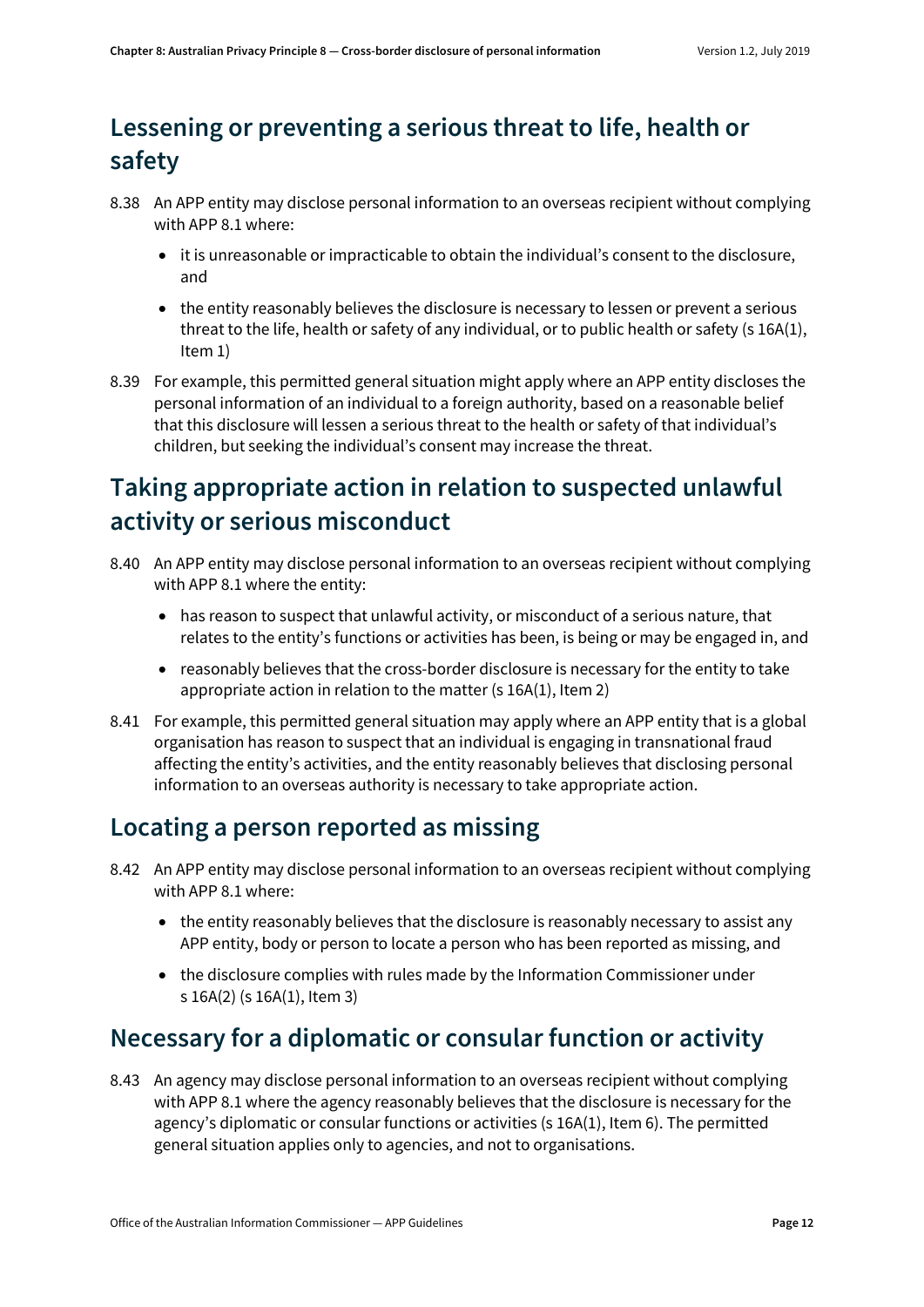## Lessening or preventing a serious threat to life, health or safety

8.38 An APP entity may disclose personal information to an overseas recipient without complying with APP 8.1 where:

- it is unreasonable or impracticable to obtain the individual's consent to the disclosure, and
- the entity reasonably believes the disclosure is necessary to lessen or prevent a serious threat to the life, health or safety of any individual, or to public health or safety (s 16A(1), Item 1)

8.39 For example, this permitted general situation might apply where an APP entity discloses the personal information of an individual to a foreign authority, based on a reasonable belief that this disclosure will lessen a serious threat to the health or safety of that individual's children, but seeking the individual's consent may increase the threat.

## Taking appropriate action in relation to suspected unlawful activity or serious misconduct

8.40 An APP entity may disclose personal information to an overseas recipient without complying with APP 8.1 where the entity:

- has reason to suspect that unlawful activity, or misconduct of a serious nature, that relates to the entity's functions or activities has been, is being or may be engaged in, and
- reasonably believes that the cross-border disclosure is necessary for the entity to take appropriate action in relation to the matter (s 16A(1), Item 2)

8.41 For example, this permitted general situation may apply where an APP entity that is a global organisation has reason to suspect that an individual is engaging in transnational fraud affecting the entity's activities, and the entity reasonably believes that disclosing personal information to an overseas authority is necessary to take appropriate action.

## Locating a person reported as missing

8.42 An APP entity may disclose personal information to an overseas recipient without complying with APP 8.1 where:

- the entity reasonably believes that the disclosure is reasonably necessary to assist any APP entity, body or person to locate a person who has been reported as missing, and
- the disclosure complies with rules made by the Information Commissioner under s 16A(2) (s 16A(1), Item 3)

## Necessary for a diplomatic or consular function or activity

8.43 An agency may disclose personal information to an overseas recipient without complying with APP 8.1 where the agency reasonably believes that the disclosure is necessary for the agency's diplomatic or consular functions or activities (s 16A(1), Item 6). The permitted general situation applies only to agencies, and not to organisations.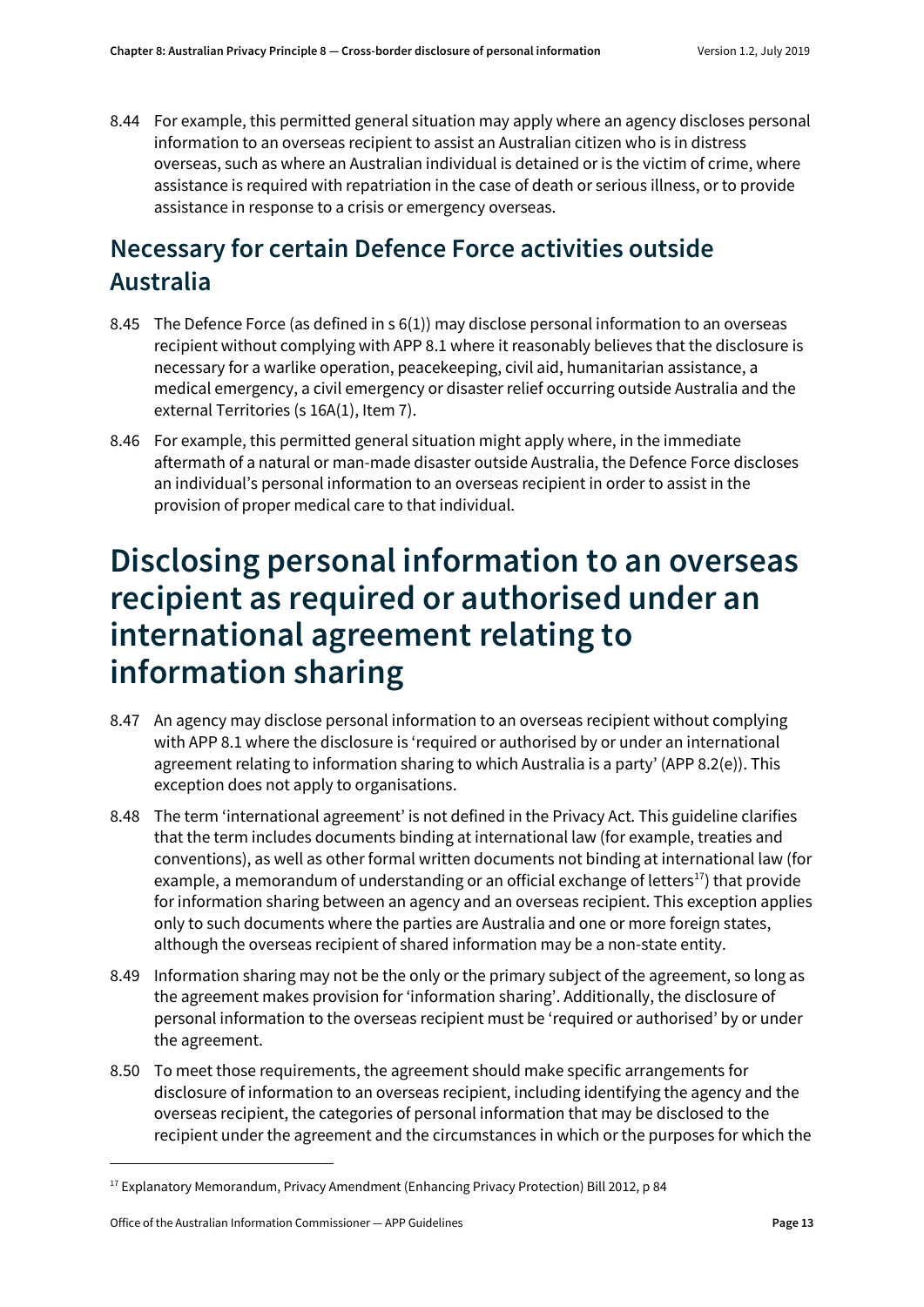8.44 For example, this permitted general situation may apply where an agency discloses personal information to an overseas recipient to assist an Australian citizen who is in distress overseas, such as where an Australian individual is detained or is the victim of crime, where assistance is required with repatriation in the case of death or serious illness, or to provide assistance in response to a crisis or emergency overseas.

## Necessary for certain Defence Force activities outside Australia

8.45 The Defence Force (as defined in s 6(1)) may disclose personal information to an overseas recipient without complying with APP 8.1 where it reasonably believes that the disclosure is necessary for a warlike operation, peacekeeping, civil aid, humanitarian assistance, a medical emergency, a civil emergency or disaster relief occurring outside Australia and the external Territories (s 16A(1), Item 7).

8.46 For example, this permitted general situation might apply where, in the immediate aftermath of a natural or man-made disaster outside Australia, the Defence Force discloses an individual's personal information to an overseas recipient in order to assist in the provision of proper medical care to that individual.

# Disclosing personal information to an overseas recipient as required or authorised under an international agreement relating to information sharing

8.47 An agency may disclose personal information to an overseas recipient without complying with APP 8.1 where the disclosure is 'required or authorised by or under an international agreement relating to information sharing to which Australia is a party' (APP 8.2(e)). This exception does not apply to organisations.

8.48 The term 'international agreement' is not defined in the Privacy Act. This guideline clarifies that the term includes documents binding at international law (for example, treaties and conventions), as well as other formal written documents not binding at international law (for example, a memorandum of understanding or an official exchange of letters[17]) that provide for information sharing between an agency and an overseas recipient. This exception applies only to such documents where the parties are Australia and one or more foreign states, although the overseas recipient of shared information may be a non-state entity.

8.49 Information sharing may not be the only or the primary subject of the agreement, so long as the agreement makes provision for 'information sharing'. Additionally, the disclosure of personal information to the overseas recipient must be 'required or authorised' by or under the agreement.

8.50 To meet those requirements, the agreement should make specific arrangements for disclosure of information to an overseas recipient, including identifying the agency and the overseas recipient, the categories of personal information that may be disclosed to the recipient under the agreement and the circumstances in which or the purposes for which the

[17] Explanatory Memorandum, Privacy Amendment (Enhancing Privacy Protection) Bill 2012, p 84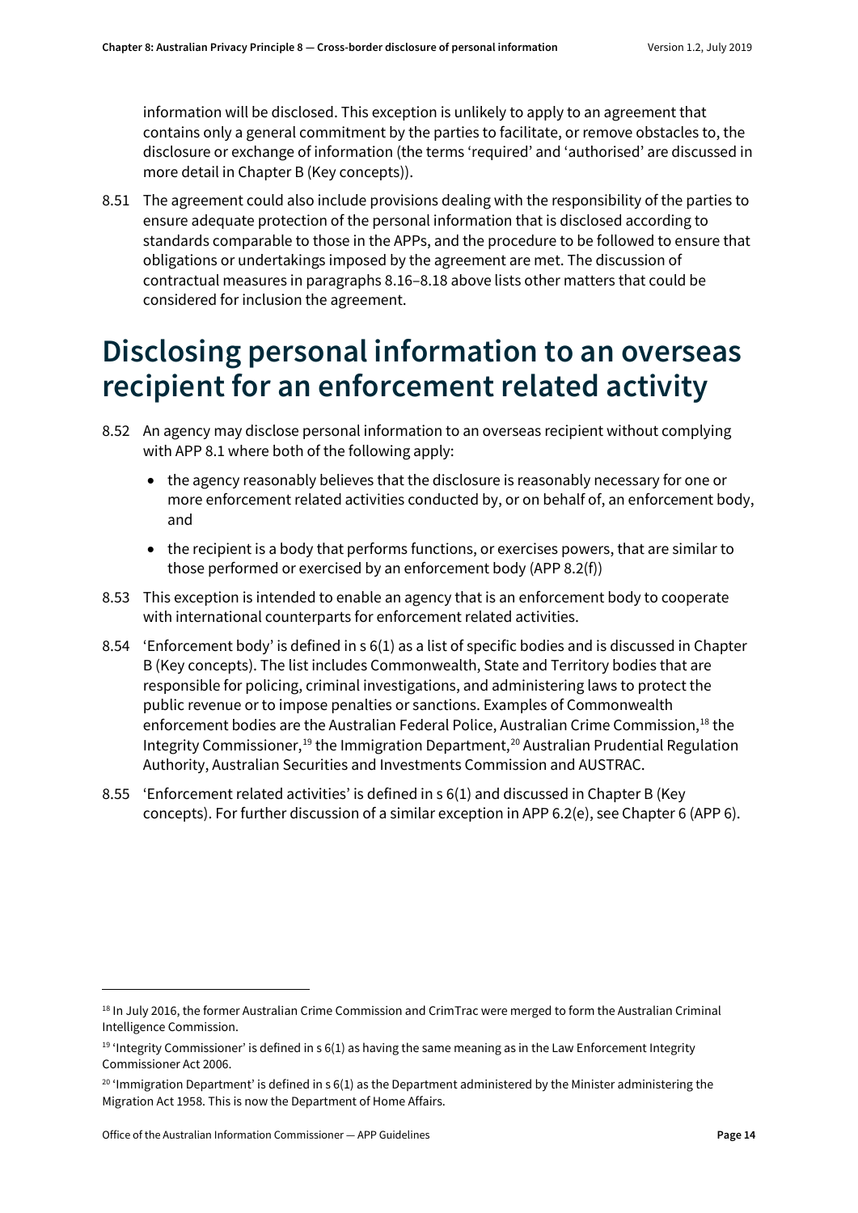information will be disclosed. This exception is unlikely to apply to an agreement that contains only a general commitment by the parties to facilitate, or remove obstacles to, the disclosure or exchange of information (the terms 'required' and 'authorised' are discussed in more detail in Chapter B (Key concepts)).

8.51 The agreement could also include provisions dealing with the responsibility of the parties to ensure adequate protection of the personal information that is disclosed according to standards comparable to those in the APPs, and the procedure to be followed to ensure that obligations or undertakings imposed by the agreement are met. The discussion of contractual measures in paragraphs 8.16–8.18 above lists other matters that could be considered for inclusion the agreement.

# Disclosing personal information to an overseas recipient for an enforcement related activity

8.52 An agency may disclose personal information to an overseas recipient without complying with APP 8.1 where both of the following apply:

- the agency reasonably believes that the disclosure is reasonably necessary for one or more enforcement related activities conducted by, or on behalf of, an enforcement body, and
- the recipient is a body that performs functions, or exercises powers, that are similar to those performed or exercised by an enforcement body (APP 8.2(f))

8.53 This exception is intended to enable an agency that is an enforcement body to cooperate with international counterparts for enforcement related activities.

8.54 'Enforcement body' is defined in s 6(1) as a list of specific bodies and is discussed in Chapter B (Key concepts). The list includes Commonwealth, State and Territory bodies that are responsible for policing, criminal investigations, and administering laws to protect the public revenue or to impose penalties or sanctions. Examples of Commonwealth enforcement bodies are the Australian Federal Police, Australian Crime Commission,[18] the Integrity Commissioner,[19] the Immigration Department,[20] Australian Prudential Regulation Authority, Australian Securities and Investments Commission and AUSTRAC.

8.55 'Enforcement related activities' is defined in s 6(1) and discussed in Chapter B (Key concepts). For further discussion of a similar exception in APP 6.2(e), see Chapter 6 (APP 6).

---

[18] In July 2016, the former Australian Crime Commission and CrimTrac were merged to form the Australian Criminal Intelligence Commission.

[19] 'Integrity Commissioner' is defined in s 6(1) as having the same meaning as in the Law Enforcement Integrity Commissioner Act 2006.

[20] 'Immigration Department' is defined in s 6(1) as the Department administered by the Minister administering the Migration Act 1958. This is now the Department of Home Affairs.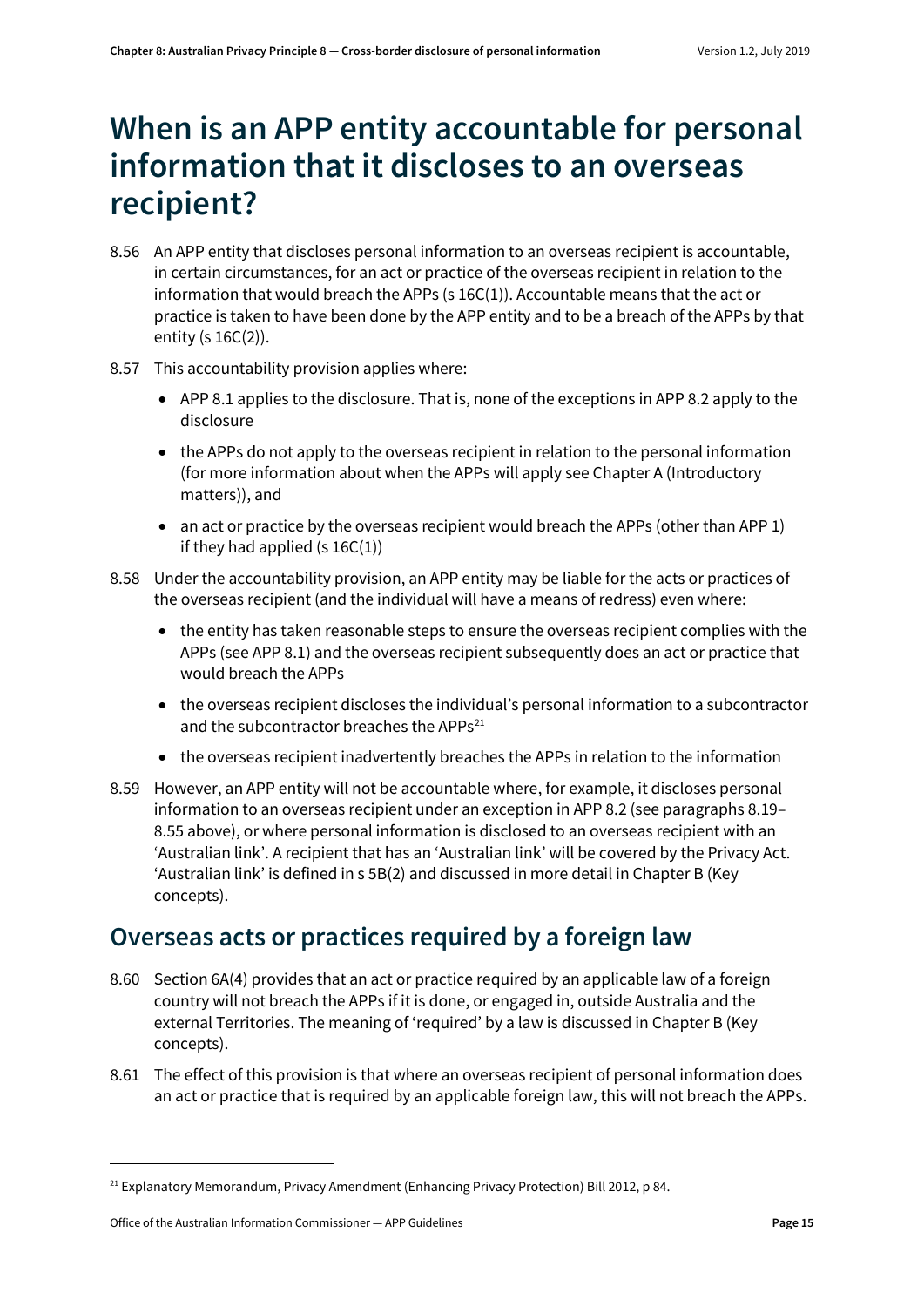# When is an APP entity accountable for personal information that it discloses to an overseas recipient?

8.56 An APP entity that discloses personal information to an overseas recipient is accountable, in certain circumstances, for an act or practice of the overseas recipient in relation to the information that would breach the APPs (s 16C(1)). Accountable means that the act or practice is taken to have been done by the APP entity and to be a breach of the APPs by that entity (s 16C(2)).

8.57 This accountability provision applies where:

- APP 8.1 applies to the disclosure. That is, none of the exceptions in APP 8.2 apply to the disclosure
- the APPs do not apply to the overseas recipient in relation to the personal information (for more information about when the APPs will apply see Chapter A (Introductory matters)), and
- an act or practice by the overseas recipient would breach the APPs (other than APP 1) if they had applied (s 16C(1))

8.58 Under the accountability provision, an APP entity may be liable for the acts or practices of the overseas recipient (and the individual will have a means of redress) even where:

- the entity has taken reasonable steps to ensure the overseas recipient complies with the APPs (see APP 8.1) and the overseas recipient subsequently does an act or practice that would breach the APPs
- the overseas recipient discloses the individual's personal information to a subcontractor and the subcontractor breaches the APPs[21]
- the overseas recipient inadvertently breaches the APPs in relation to the information

8.59 However, an APP entity will not be accountable where, for example, it discloses personal information to an overseas recipient under an exception in APP 8.2 (see paragraphs 8.19–8.55 above), or where personal information is disclosed to an overseas recipient with an 'Australian link'. A recipient that has an 'Australian link' will be covered by the Privacy Act. 'Australian link' is defined in s 5B(2) and discussed in more detail in Chapter B (Key concepts).

## Overseas acts or practices required by a foreign law

8.60 Section 6A(4) provides that an act or practice required by an applicable law of a foreign country will not breach the APPs if it is done, or engaged in, outside Australia and the external Territories. The meaning of 'required' by a law is discussed in Chapter B (Key concepts).

8.61 The effect of this provision is that where an overseas recipient of personal information does an act or practice that is required by an applicable foreign law, this will not breach the APPs.

---

[21] Explanatory Memorandum, Privacy Amendment (Enhancing Privacy Protection) Bill 2012, p 84.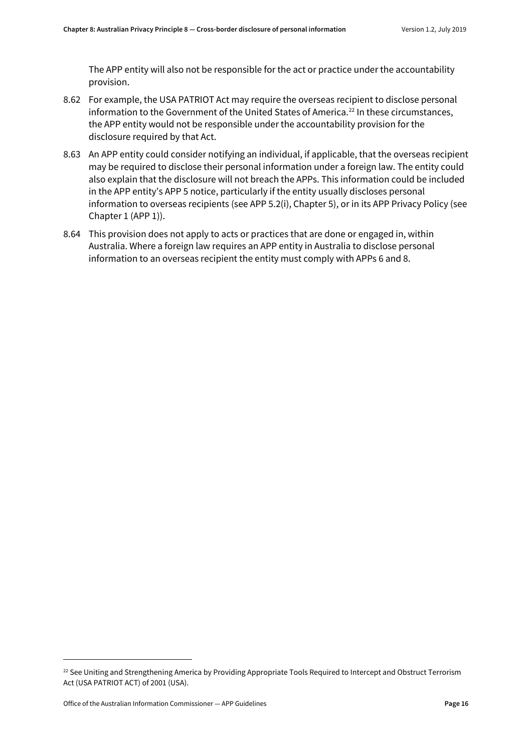The APP entity will also not be responsible for the act or practice under the accountability provision.

8.62 For example, the USA PATRIOT Act may require the overseas recipient to disclose personal information to the Government of the United States of America.[22] In these circumstances, the APP entity would not be responsible under the accountability provision for the disclosure required by that Act.

8.63 An APP entity could consider notifying an individual, if applicable, that the overseas recipient may be required to disclose their personal information under a foreign law. The entity could also explain that the disclosure will not breach the APPs. This information could be included in the APP entity's APP 5 notice, particularly if the entity usually discloses personal information to overseas recipients (see APP 5.2(i), Chapter 5), or in its APP Privacy Policy (see Chapter 1 (APP 1)).

8.64 This provision does not apply to acts or practices that are done or engaged in, within Australia. Where a foreign law requires an APP entity in Australia to disclose personal information to an overseas recipient the entity must comply with APPs 6 and 8.

---

[22] See Uniting and Strengthening America by Providing Appropriate Tools Required to Intercept and Obstruct Terrorism Act (USA PATRIOT ACT) of 2001 (USA).